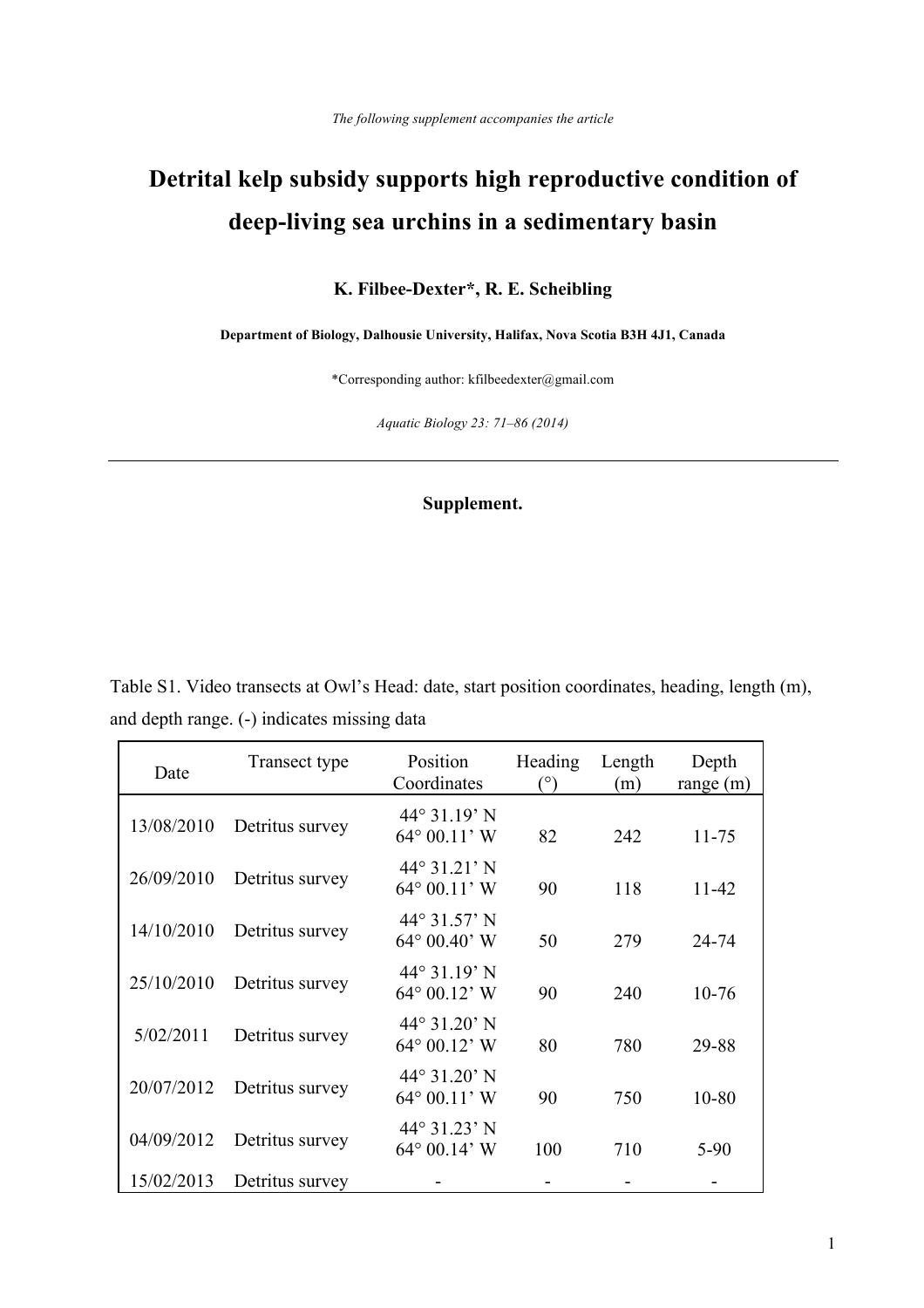*The following supplement accompanies the article*

# Detrital kelp subsidy supports high reproductive condition of deep-living sea urchins in a sedimentary basin

**K. Filbee-Dexter*, R. E. Scheibling**

**Department of Biology, Dalhousie University, Halifax, Nova Scotia B3H 4J1, Canada**

*Corresponding author: kfilbeedexter@gmail.com

*Aquatic Biology 23: 71–86 (2014)*

---

**Supplement.**

Table S1. Video transects at Owl's Head: date, start position coordinates, heading, length (m), and depth range. (-) indicates missing data

| Date | Transect type | Position Coordinates | Heading (°) | Length (m) | Depth range (m) |
|---|---|---|---|---|---|
| 13/08/2010 | Detritus survey | 44° 31.19' N 64° 00.11' W | 82 | 242 | 11-75 |
| 26/09/2010 | Detritus survey | 44° 31.21' N 64° 00.11' W | 90 | 118 | 11-42 |
| 14/10/2010 | Detritus survey | 44° 31.57' N 64° 00.40' W | 50 | 279 | 24-74 |
| 25/10/2010 | Detritus survey | 44° 31.19' N 64° 00.12' W | 90 | 240 | 10-76 |
| 5/02/2011 | Detritus survey | 44° 31.20' N 64° 00.12' W | 80 | 780 | 29-88 |
| 20/07/2012 | Detritus survey | 44° 31.20' N 64° 00.11' W | 90 | 750 | 10-80 |
| 04/09/2012 | Detritus survey | 44° 31.23' N 64° 00.14' W | 100 | 710 | 5-90 |
| 15/02/2013 | Detritus survey | - | - | - | - |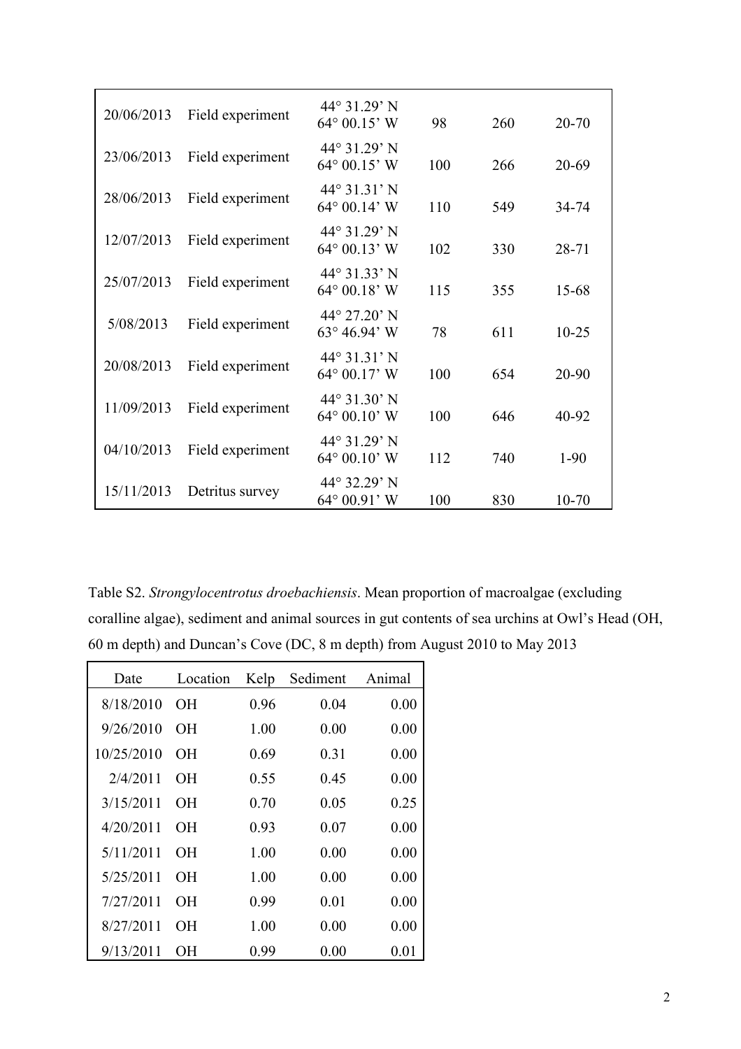| | | | | | |
|---|---|---|---|---|---|
| 20/06/2013 | Field experiment | 44° 31.29' N 64° 00.15' W | 98 | 260 | 20-70 |
| 23/06/2013 | Field experiment | 44° 31.29' N 64° 00.15' W | 100 | 266 | 20-69 |
| 28/06/2013 | Field experiment | 44° 31.31' N 64° 00.14' W | 110 | 549 | 34-74 |
| 12/07/2013 | Field experiment | 44° 31.29' N 64° 00.13' W | 102 | 330 | 28-71 |
| 25/07/2013 | Field experiment | 44° 31.33' N 64° 00.18' W | 115 | 355 | 15-68 |
| 5/08/2013 | Field experiment | 44° 27.20' N 63° 46.94' W | 78 | 611 | 10-25 |
| 20/08/2013 | Field experiment | 44° 31.31' N 64° 00.17' W | 100 | 654 | 20-90 |
| 11/09/2013 | Field experiment | 44° 31.30' N 64° 00.10' W | 100 | 646 | 40-92 |
| 04/10/2013 | Field experiment | 44° 31.29' N 64° 00.10' W | 112 | 740 | 1-90 |
| 15/11/2013 | Detritus survey | 44° 32.29' N 64° 00.91' W | 100 | 830 | 10-70 |

Table S2. *Strongylocentrotus droebachiensis*. Mean proportion of macroalgae (excluding coralline algae), sediment and animal sources in gut contents of sea urchins at Owl's Head (OH, 60 m depth) and Duncan's Cove (DC, 8 m depth) from August 2010 to May 2013

| Date | Location | Kelp | Sediment | Animal |
|---|---|---|---|---|
| 8/18/2010 | OH | 0.96 | 0.04 | 0.00 |
| 9/26/2010 | OH | 1.00 | 0.00 | 0.00 |
| 10/25/2010 | OH | 0.69 | 0.31 | 0.00 |
| 2/4/2011 | OH | 0.55 | 0.45 | 0.00 |
| 3/15/2011 | OH | 0.70 | 0.05 | 0.25 |
| 4/20/2011 | OH | 0.93 | 0.07 | 0.00 |
| 5/11/2011 | OH | 1.00 | 0.00 | 0.00 |
| 5/25/2011 | OH | 1.00 | 0.00 | 0.00 |
| 7/27/2011 | OH | 0.99 | 0.01 | 0.00 |
| 8/27/2011 | OH | 1.00 | 0.00 | 0.00 |
| 9/13/2011 | OH | 0.99 | 0.00 | 0.01 |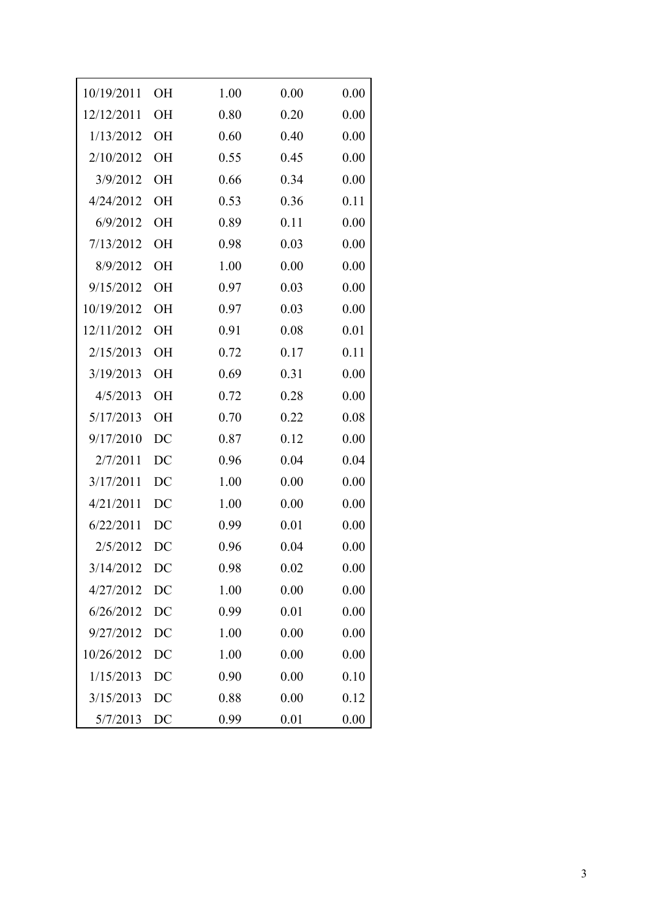| | | | | |
|---|---|---|---|---|
| 10/19/2011 | OH | 1.00 | 0.00 | 0.00 |
| 12/12/2011 | OH | 0.80 | 0.20 | 0.00 |
| 1/13/2012 | OH | 0.60 | 0.40 | 0.00 |
| 2/10/2012 | OH | 0.55 | 0.45 | 0.00 |
| 3/9/2012 | OH | 0.66 | 0.34 | 0.00 |
| 4/24/2012 | OH | 0.53 | 0.36 | 0.11 |
| 6/9/2012 | OH | 0.89 | 0.11 | 0.00 |
| 7/13/2012 | OH | 0.98 | 0.03 | 0.00 |
| 8/9/2012 | OH | 1.00 | 0.00 | 0.00 |
| 9/15/2012 | OH | 0.97 | 0.03 | 0.00 |
| 10/19/2012 | OH | 0.97 | 0.03 | 0.00 |
| 12/11/2012 | OH | 0.91 | 0.08 | 0.01 |
| 2/15/2013 | OH | 0.72 | 0.17 | 0.11 |
| 3/19/2013 | OH | 0.69 | 0.31 | 0.00 |
| 4/5/2013 | OH | 0.72 | 0.28 | 0.00 |
| 5/17/2013 | OH | 0.70 | 0.22 | 0.08 |
| 9/17/2010 | DC | 0.87 | 0.12 | 0.00 |
| 2/7/2011 | DC | 0.96 | 0.04 | 0.04 |
| 3/17/2011 | DC | 1.00 | 0.00 | 0.00 |
| 4/21/2011 | DC | 1.00 | 0.00 | 0.00 |
| 6/22/2011 | DC | 0.99 | 0.01 | 0.00 |
| 2/5/2012 | DC | 0.96 | 0.04 | 0.00 |
| 3/14/2012 | DC | 0.98 | 0.02 | 0.00 |
| 4/27/2012 | DC | 1.00 | 0.00 | 0.00 |
| 6/26/2012 | DC | 0.99 | 0.01 | 0.00 |
| 9/27/2012 | DC | 1.00 | 0.00 | 0.00 |
| 10/26/2012 | DC | 1.00 | 0.00 | 0.00 |
| 1/15/2013 | DC | 0.90 | 0.00 | 0.10 |
| 3/15/2013 | DC | 0.88 | 0.00 | 0.12 |
| 5/7/2013 | DC | 0.99 | 0.01 | 0.00 |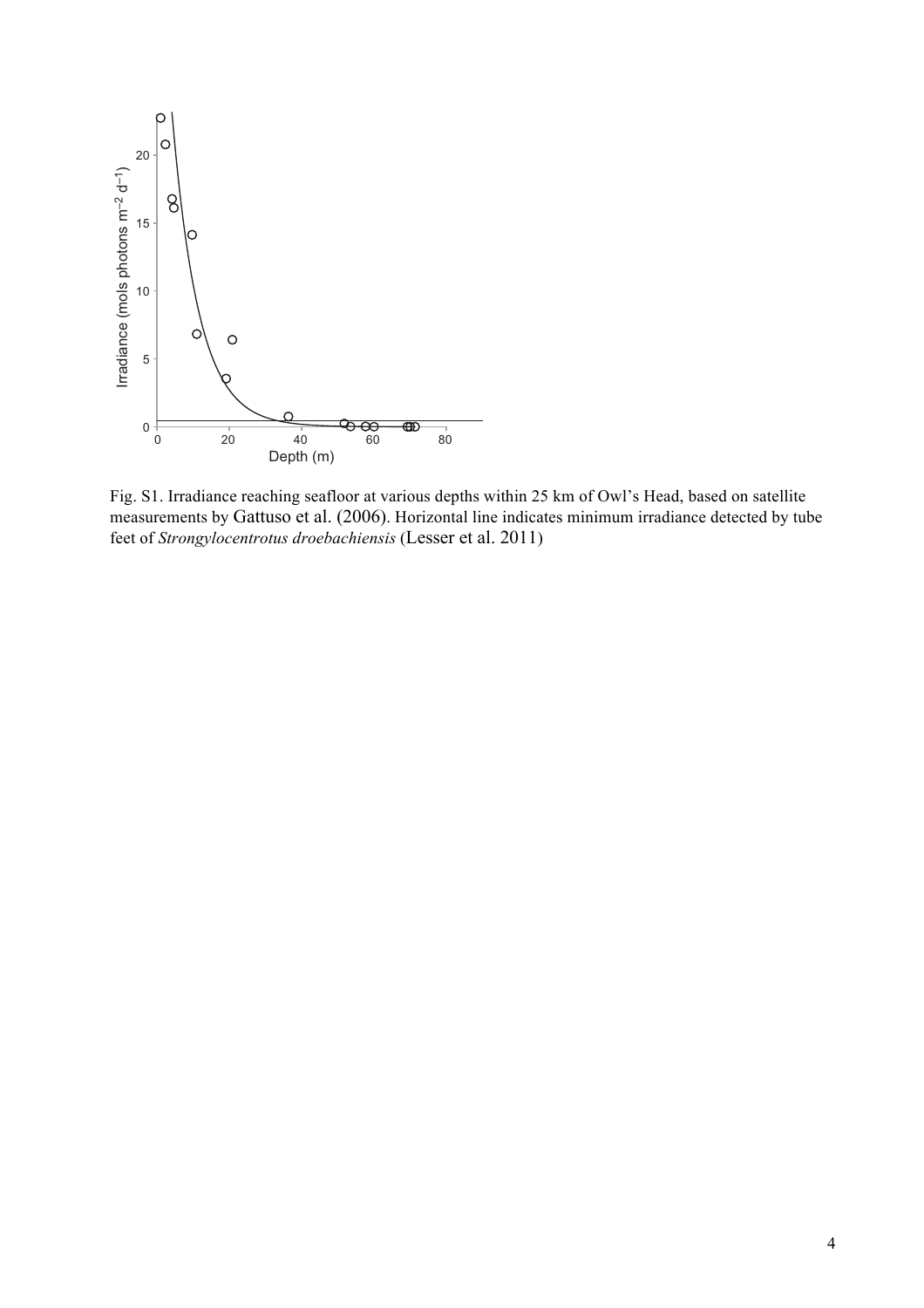Irradiance (mols photons m$^{-2}$ d$^{-1}$)

20

15

10

5

0

0

20

40

60

80

Depth (m)

Fig. S1. Irradiance reaching seafloor at various depths within 25 km of Owl's Head, based on satellite measurements by Gattuso et al. (2006). Horizontal line indicates minimum irradiance detected by tube feet of *Strongylocentrotus droebachiensis* (Lesser et al. 2011)